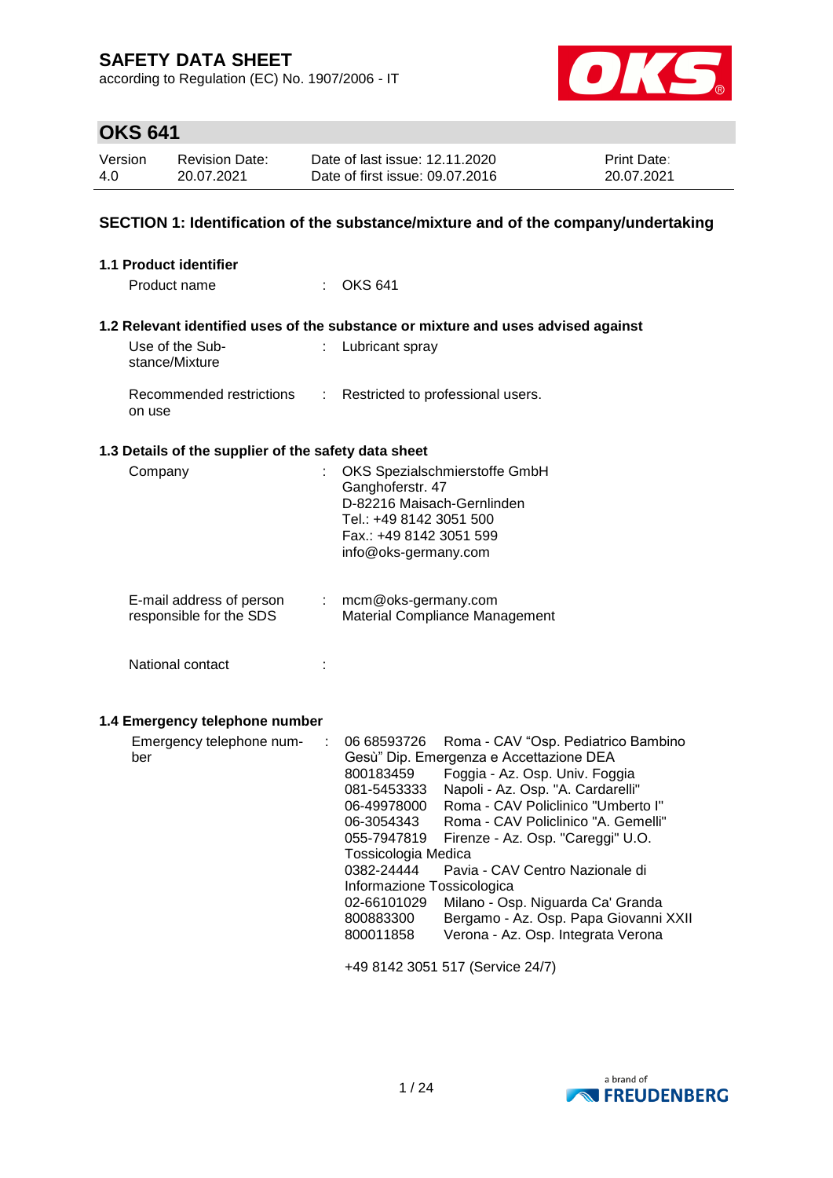# SAFETY DATA SHEET

according to Regulation (EC) No. 1907/2006 - IT

## OKS 641

| Version | Revision Date: | Date of last issue: 12.11.2020 | Print Date: |
|---|---|---|---|
| 4.0 | 20.07.2021 | Date of first issue: 09.07.2016 | 20.07.2021 |

### SECTION 1: Identification of the substance/mixture and of the company/undertaking

**1.1 Product identifier**

Product name : OKS 641

**1.2 Relevant identified uses of the substance or mixture and uses advised against**

Use of the Substance/Mixture : Lubricant spray

Recommended restrictions on use : Restricted to professional users.

**1.3 Details of the supplier of the safety data sheet**

Company : OKS Spezialschmierstoffe GmbH
Ganghoferstr. 47
D-82216 Maisach-Gernlinden
Tel.: +49 8142 3051 500
Fax.: +49 8142 3051 599
info@oks-germany.com

E-mail address of person responsible for the SDS : mcm@oks-germany.com
Material Compliance Management

National contact :

**1.4 Emergency telephone number**

Emergency telephone number :

06 68593726 Roma - CAV “Osp. Pediatrico Bambino Gesù” Dip. Emergenza e Accettazione DEA
800183459 Foggia - Az. Osp. Univ. Foggia
081-5453333 Napoli - Az. Osp. "A. Cardarelli"
06-49978000 Roma - CAV Policlinico "Umberto I"
06-3054343 Roma - CAV Policlinico "A. Gemelli"
055-7947819 Firenze - Az. Osp. "Careggi" U.O. Tossicologia Medica
0382-24444 Pavia - CAV Centro Nazionale di Informazione Tossicologica
02-66101029 Milano - Osp. Niguarda Ca' Granda
800883300 Bergamo - Az. Osp. Papa Giovanni XXII
800011858 Verona - Az. Osp. Integrata Verona

+49 8142 3051 517 (Service 24/7)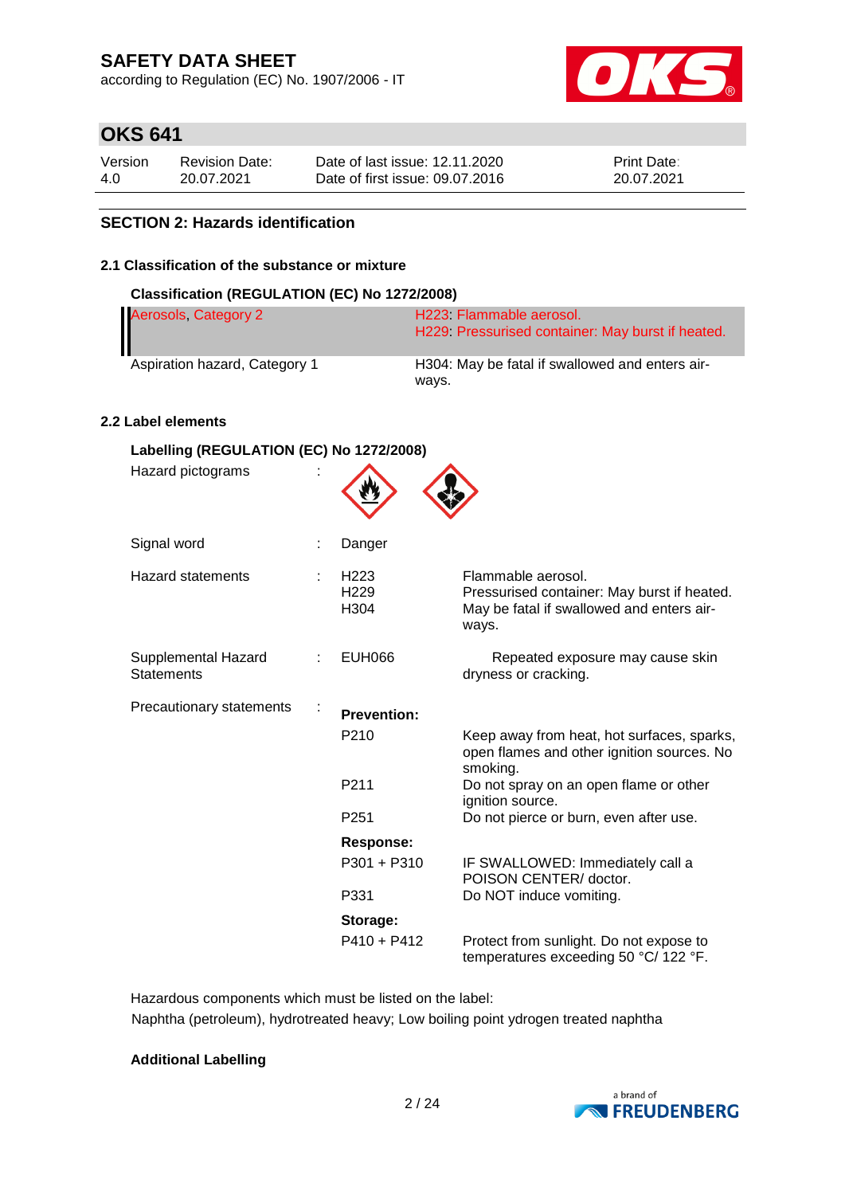## SECTION 2: Hazards identification

### 2.1 Classification of the substance or mixture

**Classification (REGULATION (EC) No 1272/2008)**

| | |
|---|---|
| Aerosols, Category 2 | H223: Flammable aerosol.<br>H229: Pressurised container: May burst if heated. |
| Aspiration hazard, Category 1 | H304: May be fatal if swallowed and enters airways. |

### 2.2 Label elements

**Labelling (REGULATION (EC) No 1272/2008)**

Hazard pictograms :

Signal word : Danger

Hazard statements :

| | |
|---|---|
| H223 | Flammable aerosol. |
| H229 | Pressurised container: May burst if heated. |
| H304 | May be fatal if swallowed and enters airways. |

Supplemental Hazard Statements :

| | |
|---|---|
| EUH066 | Repeated exposure may cause skin dryness or cracking. |

Precautionary statements :

**Prevention:**

| | |
|---|---|
| P210 | Keep away from heat, hot surfaces, sparks, open flames and other ignition sources. No smoking. |
| P211 | Do not spray on an open flame or other ignition source. |
| P251 | Do not pierce or burn, even after use. |

**Response:**

| | |
|---|---|
| P301 + P310 | IF SWALLOWED: Immediately call a POISON CENTER/ doctor. |
| P331 | Do NOT induce vomiting. |

**Storage:**

| | |
|---|---|
| P410 + P412 | Protect from sunlight. Do not expose to temperatures exceeding 50 °C/ 122 °F. |

Hazardous components which must be listed on the label:
Naphtha (petroleum), hydrotreated heavy; Low boiling point ydrogen treated naphtha

**Additional Labelling**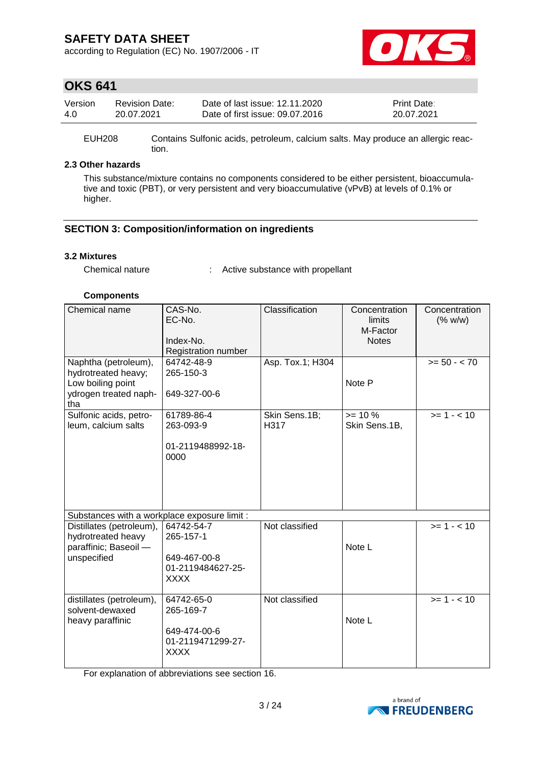| | |
|---|---|
| EUH208 | Contains Sulfonic acids, petroleum, calcium salts. May produce an allergic reaction. |

### 2.3 Other hazards

This substance/mixture contains no components considered to be either persistent, bioaccumulative and toxic (PBT), or very persistent and very bioaccumulative (vPvB) at levels of 0.1% or higher.

## SECTION 3: Composition/information on ingredients

### 3.2 Mixtures

Chemical nature : Active substance with propellant

**Components**

| Chemical name | CAS-No.<br>EC-No.<br><br>Index-No.<br>Registration number | Classification | Concentration limits<br>M-Factor<br>Notes | Concentration (% w/w) |
|---|---|---|---|---|
| Naphtha (petroleum), hydrotreated heavy; Low boiling point ydrogen treated naphtha | 64742-48-9<br>265-150-3<br><br>649-327-00-6 | Asp. Tox.1; H304 | Note P | >= 50 - < 70 |
| Sulfonic acids, petroleum, calcium salts | 61789-86-4<br>263-093-9<br><br>01-2119488992-18-0000 | Skin Sens.1B; H317 | >= 10 %<br>Skin Sens.1B, | >= 1 - < 10 |
| Substances with a workplace exposure limit : | | | | |
| Distillates (petroleum), hydrotreated heavy paraffinic; Baseoil — unspecified | 64742-54-7<br>265-157-1<br><br>649-467-00-8<br>01-2119484627-25-XXXX | Not classified | Note L | >= 1 - < 10 |
| distillates (petroleum), solvent-dewaxed heavy paraffinic | 64742-65-0<br>265-169-7<br><br>649-474-00-6<br>01-2119471299-27-XXXX | Not classified | Note L | >= 1 - < 10 |

For explanation of abbreviations see section 16.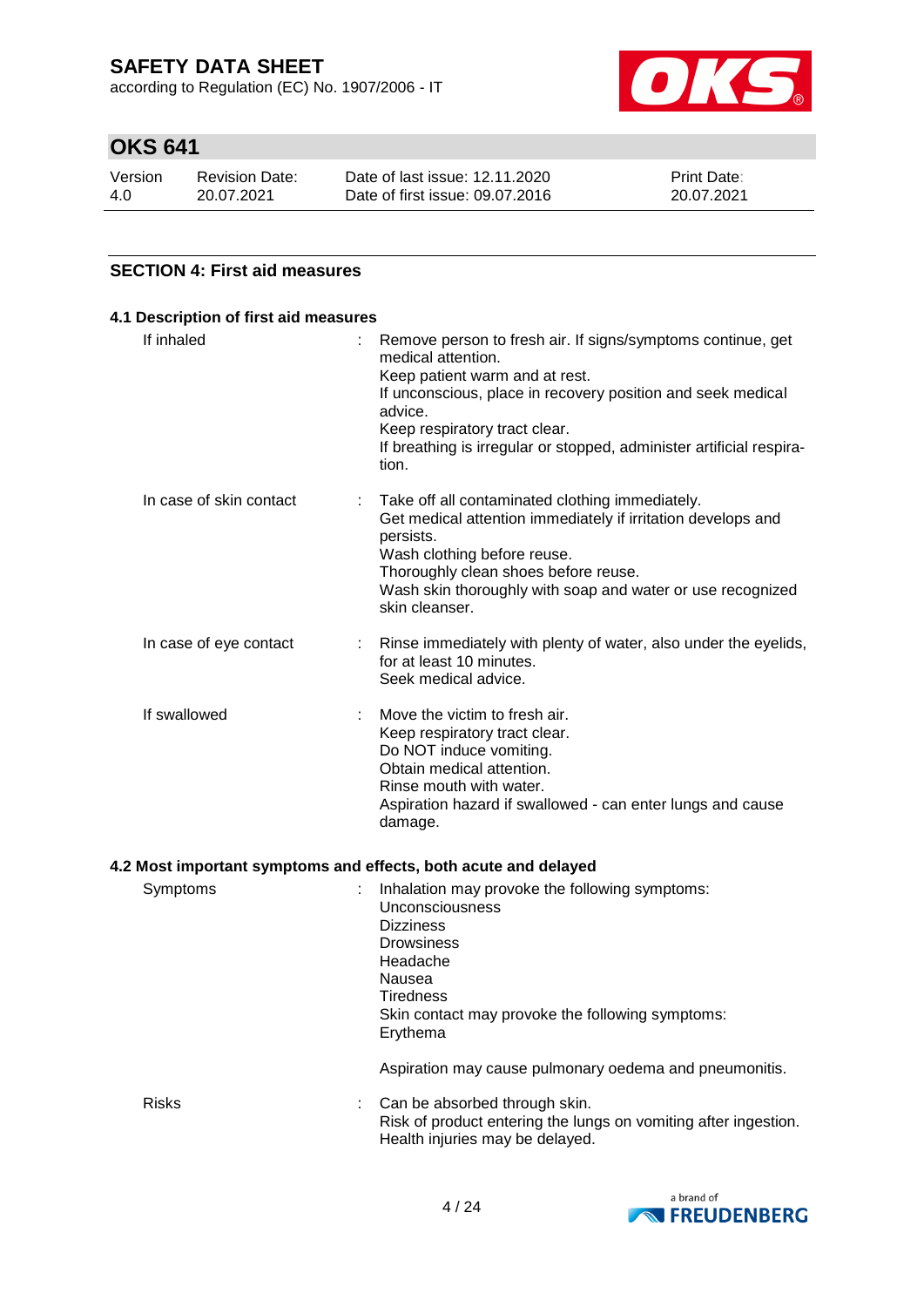# SAFETY DATA SHEET

according to Regulation (EC) No. 1907/2006 - IT

## OKS 641

| Version | Revision Date: | Date of last issue: 12.11.2020 | Print Date: |
|---|---|---|---|
| 4.0 | 20.07.2021 | Date of first issue: 09.07.2016 | 20.07.2021 |

### SECTION 4: First aid measures

#### 4.1 Description of first aid measures

| | |
|---|---|
| If inhaled | Remove person to fresh air. If signs/symptoms continue, get medical attention.<br>Keep patient warm and at rest.<br>If unconscious, place in recovery position and seek medical advice.<br>Keep respiratory tract clear.<br>If breathing is irregular or stopped, administer artificial respiration. |
| In case of skin contact | Take off all contaminated clothing immediately.<br>Get medical attention immediately if irritation develops and persists.<br>Wash clothing before reuse.<br>Thoroughly clean shoes before reuse.<br>Wash skin thoroughly with soap and water or use recognized skin cleanser. |
| In case of eye contact | Rinse immediately with plenty of water, also under the eyelids, for at least 10 minutes.<br>Seek medical advice. |
| If swallowed | Move the victim to fresh air.<br>Keep respiratory tract clear.<br>Do NOT induce vomiting.<br>Obtain medical attention.<br>Rinse mouth with water.<br>Aspiration hazard if swallowed - can enter lungs and cause damage. |

#### 4.2 Most important symptoms and effects, both acute and delayed

| | |
|---|---|
| Symptoms | Inhalation may provoke the following symptoms:<br>Unconsciousness<br>Dizziness<br>Drowsiness<br>Headache<br>Nausea<br>Tiredness<br>Skin contact may provoke the following symptoms:<br>Erythema<br><br>Aspiration may cause pulmonary oedema and pneumonitis. |
| Risks | Can be absorbed through skin.<br>Risk of product entering the lungs on vomiting after ingestion.<br>Health injuries may be delayed. |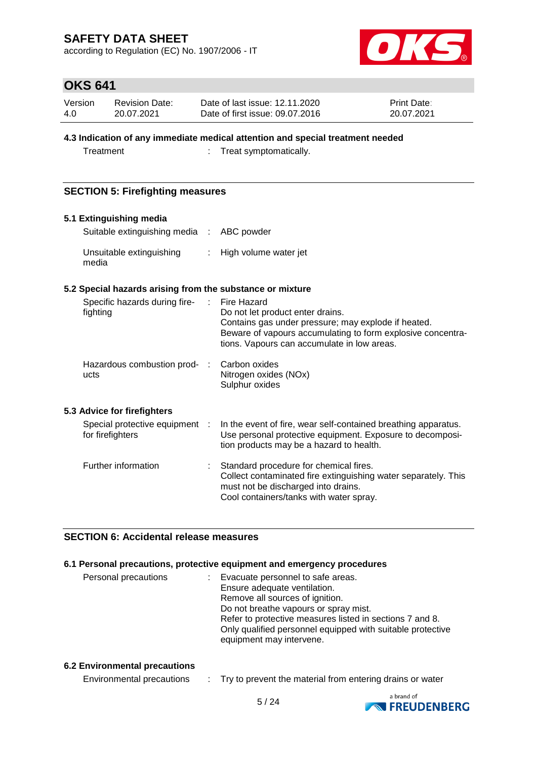### 4.3 Indication of any immediate medical attention and special treatment needed

| | |
|---|---|
| Treatment | Treat symptomatically. |

## SECTION 5: Firefighting measures

### 5.1 Extinguishing media

| | |
|---|---|
| Suitable extinguishing media | ABC powder |
| Unsuitable extinguishing media | High volume water jet |

### 5.2 Special hazards arising from the substance or mixture

| | |
|---|---|
| Specific hazards during fire-fighting | Fire Hazard<br>Do not let product enter drains.<br>Contains gas under pressure; may explode if heated.<br>Beware of vapours accumulating to form explosive concentrations. Vapours can accumulate in low areas. |
| Hazardous combustion products | Carbon oxides<br>Nitrogen oxides (NOx)<br>Sulphur oxides |

### 5.3 Advice for firefighters

| | |
|---|---|
| Special protective equipment for firefighters | In the event of fire, wear self-contained breathing apparatus.<br>Use personal protective equipment. Exposure to decomposition products may be a hazard to health. |
| Further information | Standard procedure for chemical fires.<br>Collect contaminated fire extinguishing water separately. This must not be discharged into drains.<br>Cool containers/tanks with water spray. |

## SECTION 6: Accidental release measures

### 6.1 Personal precautions, protective equipment and emergency procedures

| | |
|---|---|
| Personal precautions | Evacuate personnel to safe areas.<br>Ensure adequate ventilation.<br>Remove all sources of ignition.<br>Do not breathe vapours or spray mist.<br>Refer to protective measures listed in sections 7 and 8.<br>Only qualified personnel equipped with suitable protective equipment may intervene. |

### 6.2 Environmental precautions

| | |
|---|---|
| Environmental precautions | Try to prevent the material from entering drains or water |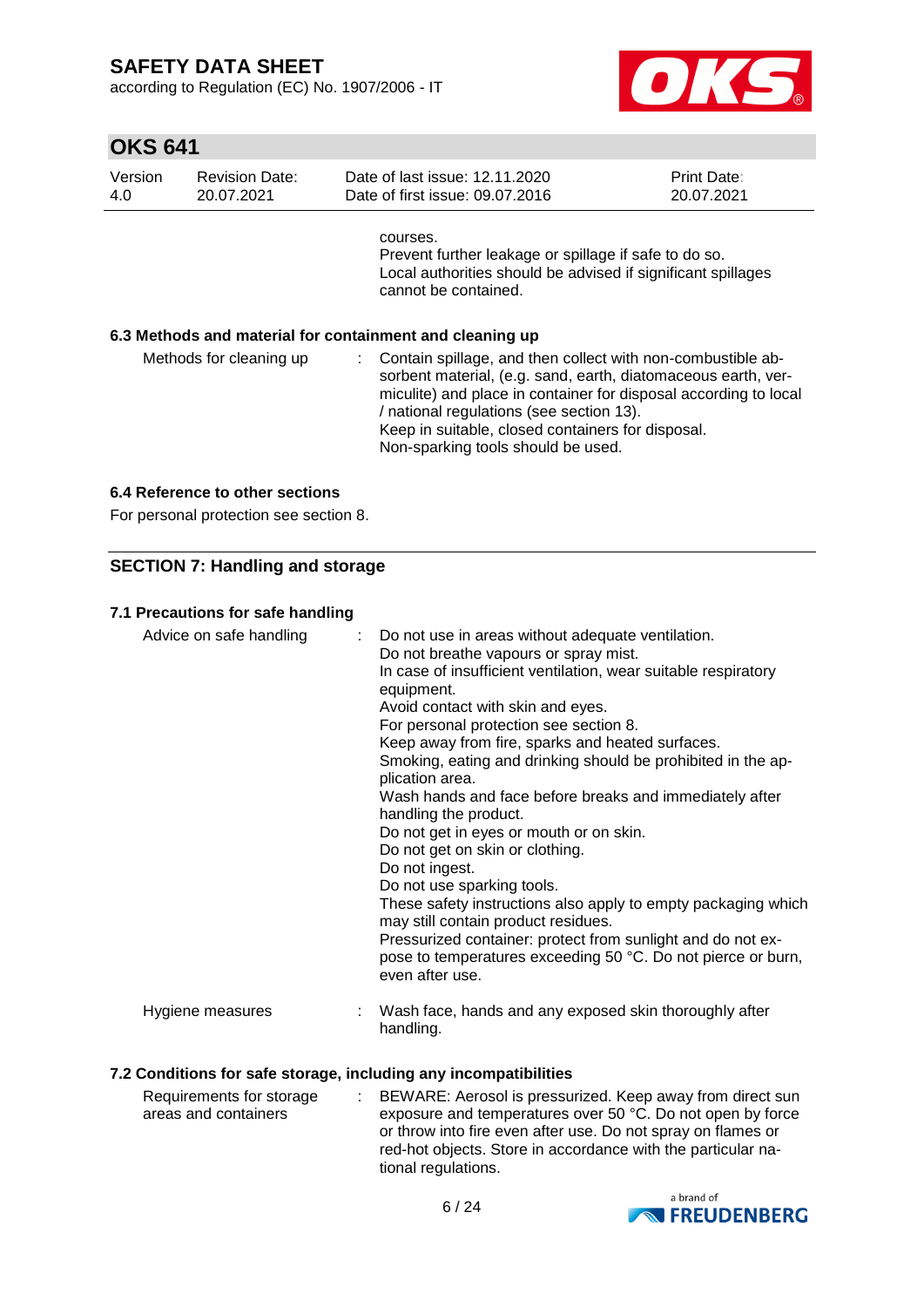courses.
Prevent further leakage or spillage if safe to do so.
Local authorities should be advised if significant spillages cannot be contained.

### 6.3 Methods and material for containment and cleaning up

| | |
|---|---|
| Methods for cleaning up | : Contain spillage, and then collect with non-combustible absorbent material, (e.g. sand, earth, diatomaceous earth, vermiculite) and place in container for disposal according to local / national regulations (see section 13). Keep in suitable, closed containers for disposal. Non-sparking tools should be used. |

### 6.4 Reference to other sections

For personal protection see section 8.

## SECTION 7: Handling and storage

### 7.1 Precautions for safe handling

| | |
|---|---|
| Advice on safe handling | : Do not use in areas without adequate ventilation. Do not breathe vapours or spray mist. In case of insufficient ventilation, wear suitable respiratory equipment. Avoid contact with skin and eyes. For personal protection see section 8. Keep away from fire, sparks and heated surfaces. Smoking, eating and drinking should be prohibited in the application area. Wash hands and face before breaks and immediately after handling the product. Do not get in eyes or mouth or on skin. Do not get on skin or clothing. Do not ingest. Do not use sparking tools. These safety instructions also apply to empty packaging which may still contain product residues. Pressurized container: protect from sunlight and do not expose to temperatures exceeding 50 °C. Do not pierce or burn, even after use. |
| Hygiene measures | : Wash face, hands and any exposed skin thoroughly after handling. |

### 7.2 Conditions for safe storage, including any incompatibilities

| | |
|---|---|
| Requirements for storage areas and containers | : BEWARE: Aerosol is pressurized. Keep away from direct sun exposure and temperatures over 50 °C. Do not open by force or throw into fire even after use. Do not spray on flames or red-hot objects. Store in accordance with the particular national regulations. |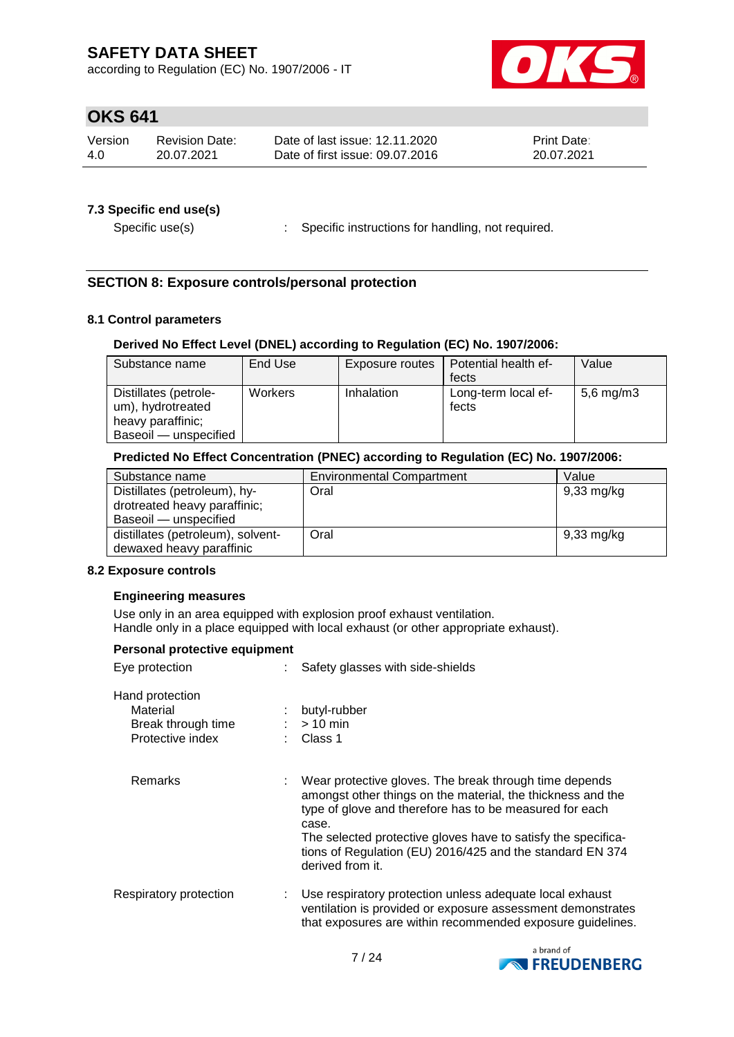### 7.3 Specific end use(s)

Specific use(s) : Specific instructions for handling, not required.

## SECTION 8: Exposure controls/personal protection

### 8.1 Control parameters

**Derived No Effect Level (DNEL) according to Regulation (EC) No. 1907/2006:**

| Substance name | End Use | Exposure routes | Potential health effects | Value |
|---|---|---|---|---|
| Distillates (petroleum), hydrotreated heavy paraffinic; Baseoil — unspecified | Workers | Inhalation | Long-term local effects | 5,6 mg/m3 |

**Predicted No Effect Concentration (PNEC) according to Regulation (EC) No. 1907/2006:**

| Substance name | Environmental Compartment | Value |
|---|---|---|
| Distillates (petroleum), hydrotreated heavy paraffinic; Baseoil — unspecified | Oral | 9,33 mg/kg |
| distillates (petroleum), solvent-dewaxed heavy paraffinic | Oral | 9,33 mg/kg |

### 8.2 Exposure controls

**Engineering measures**

Use only in an area equipped with explosion proof exhaust ventilation.
Handle only in a place equipped with local exhaust (or other appropriate exhaust).

**Personal protective equipment**

Eye protection : Safety glasses with side-shields

Hand protection
- Material : butyl-rubber
- Break through time : > 10 min
- Protective index : Class 1

Remarks : Wear protective gloves. The break through time depends amongst other things on the material, the thickness and the type of glove and therefore has to be measured for each case.
The selected protective gloves have to satisfy the specifications of Regulation (EU) 2016/425 and the standard EN 374 derived from it.

Respiratory protection : Use respiratory protection unless adequate local exhaust ventilation is provided or exposure assessment demonstrates that exposures are within recommended exposure guidelines.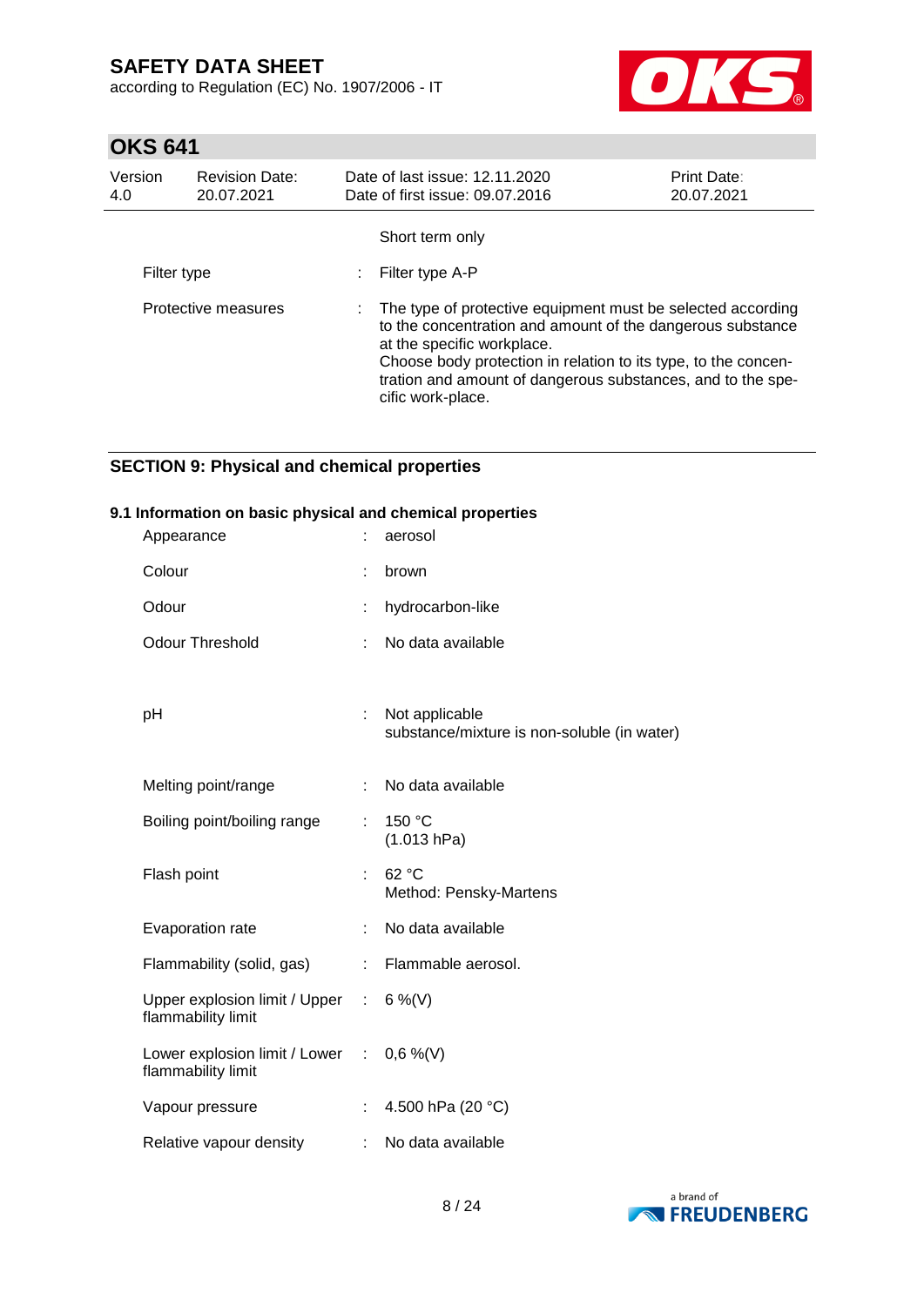| | | |
|---|---|---|
| | | Short term only |
| Filter type | : | Filter type A-P |
| Protective measures | : | The type of protective equipment must be selected according to the concentration and amount of the dangerous substance at the specific workplace.<br>Choose body protection in relation to its type, to the concentration and amount of dangerous substances, and to the specific work-place. |

## SECTION 9: Physical and chemical properties

### 9.1 Information on basic physical and chemical properties

| | | |
|---|---|---|
| Appearance | : | aerosol |
| Colour | : | brown |
| Odour | : | hydrocarbon-like |
| Odour Threshold | : | No data available |
| pH | : | Not applicable<br>substance/mixture is non-soluble (in water) |
| Melting point/range | : | No data available |
| Boiling point/boiling range | : | 150 °C<br>(1.013 hPa) |
| Flash point | : | 62 °C<br>Method: Pensky-Martens |
| Evaporation rate | : | No data available |
| Flammability (solid, gas) | : | Flammable aerosol. |
| Upper explosion limit / Upper flammability limit | : | 6 %(V) |
| Lower explosion limit / Lower flammability limit | : | 0,6 %(V) |
| Vapour pressure | : | 4.500 hPa (20 °C) |
| Relative vapour density | : | No data available |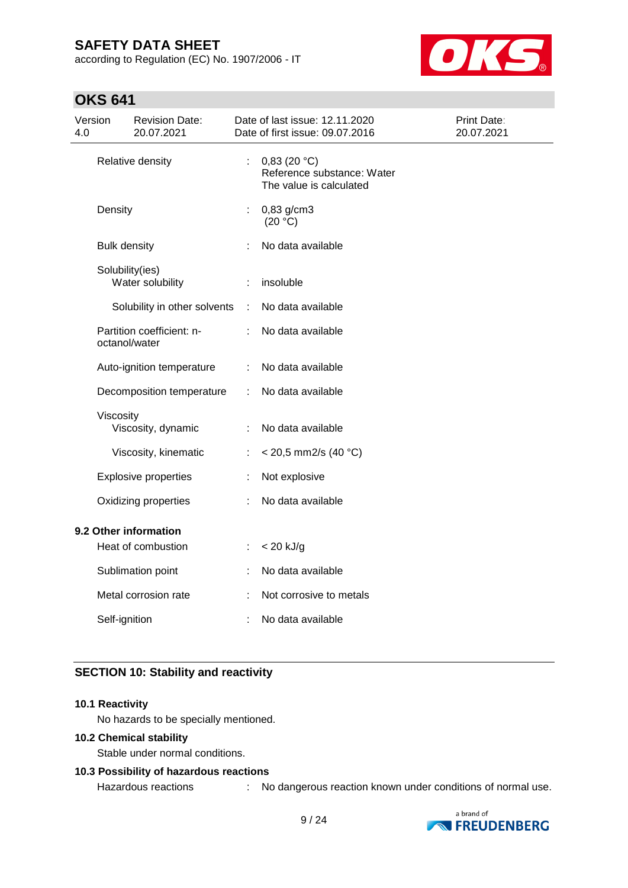| | | |
|---|---|---|
| Relative density | : | 0,83 (20 °C)<br>Reference substance: Water<br>The value is calculated |
| Density | : | 0,83 g/cm3<br>(20 °C) |
| Bulk density | : | No data available |
| Solubility(ies)<br>Water solubility | : | insoluble |
| Solubility in other solvents | : | No data available |
| Partition coefficient: n-octanol/water | : | No data available |
| Auto-ignition temperature | : | No data available |
| Decomposition temperature | : | No data available |
| Viscosity<br>Viscosity, dynamic | : | No data available |
| Viscosity, kinematic | : | < 20,5 mm2/s (40 °C) |
| Explosive properties | : | Not explosive |
| Oxidizing properties | : | No data available |

### 9.2 Other information

| | | |
|---|---|---|
| Heat of combustion | : | < 20 kJ/g |
| Sublimation point | : | No data available |
| Metal corrosion rate | : | Not corrosive to metals |
| Self-ignition | : | No data available |

## SECTION 10: Stability and reactivity

### 10.1 Reactivity

No hazards to be specially mentioned.

### 10.2 Chemical stability

Stable under normal conditions.

### 10.3 Possibility of hazardous reactions

Hazardous reactions : No dangerous reaction known under conditions of normal use.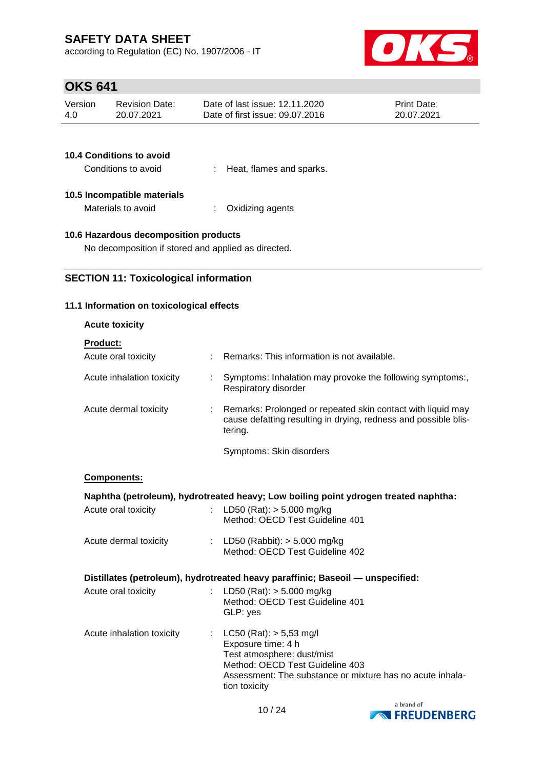#### 10.4 Conditions to avoid

Conditions to avoid : Heat, flames and sparks.

#### 10.5 Incompatible materials

Materials to avoid : Oxidizing agents

#### 10.6 Hazardous decomposition products

No decomposition if stored and applied as directed.

## SECTION 11: Toxicological information

### 11.1 Information on toxicological effects

**Acute toxicity**

**Product:**

Acute oral toxicity : Remarks: This information is not available.

Acute inhalation toxicity : Symptoms: Inhalation may provoke the following symptoms:, Respiratory disorder

Acute dermal toxicity : Remarks: Prolonged or repeated skin contact with liquid may cause defatting resulting in drying, redness and possible blistering.

Symptoms: Skin disorders

**Components:**

**Naphtha (petroleum), hydrotreated heavy; Low boiling point ydrogen treated naphtha:**

Acute oral toxicity : LD50 (Rat): > 5.000 mg/kg
Method: OECD Test Guideline 401

Acute dermal toxicity : LD50 (Rabbit): > 5.000 mg/kg
Method: OECD Test Guideline 402

**Distillates (petroleum), hydrotreated heavy paraffinic; Baseoil — unspecified:**

Acute oral toxicity : LD50 (Rat): > 5.000 mg/kg
Method: OECD Test Guideline 401
GLP: yes

Acute inhalation toxicity : LC50 (Rat): > 5,53 mg/l
Exposure time: 4 h
Test atmosphere: dust/mist
Method: OECD Test Guideline 403
Assessment: The substance or mixture has no acute inhalation toxicity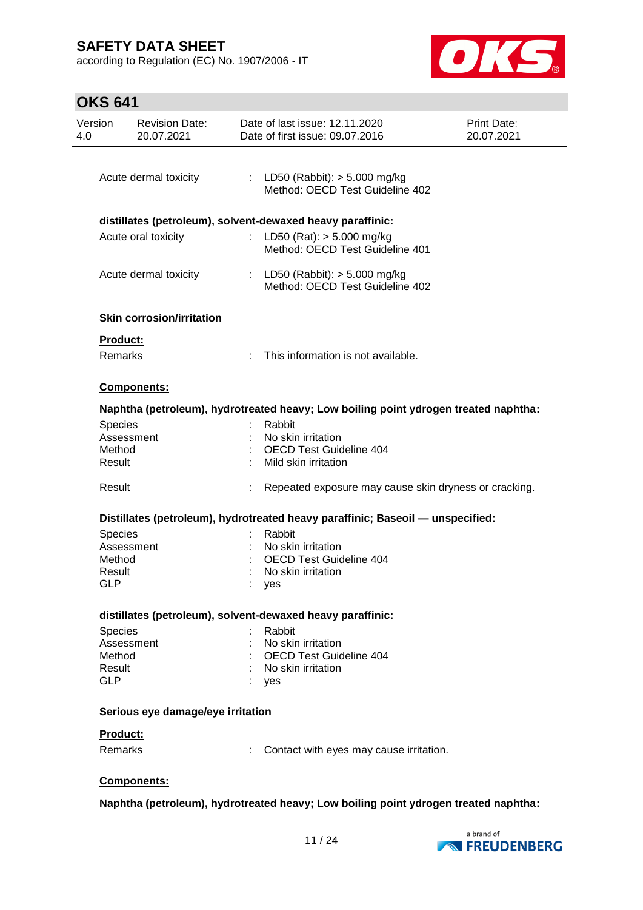| | | |
|---|---|---|
| Acute dermal toxicity | : | LD50 (Rabbit): > 5.000 mg/kg<br>Method: OECD Test Guideline 402 |

**distillates (petroleum), solvent-dewaxed heavy paraffinic:**

| | | |
|---|---|---|
| Acute oral toxicity | : | LD50 (Rat): > 5.000 mg/kg<br>Method: OECD Test Guideline 401 |
| Acute dermal toxicity | : | LD50 (Rabbit): > 5.000 mg/kg<br>Method: OECD Test Guideline 402 |

### Skin corrosion/irritation

**Product:**

| | | |
|---|---|---|
| Remarks | : | This information is not available. |

**Components:**

**Naphtha (petroleum), hydrotreated heavy; Low boiling point ydrogen treated naphtha:**

| | | |
|---|---|---|
| Species | : | Rabbit |
| Assessment | : | No skin irritation |
| Method | : | OECD Test Guideline 404 |
| Result | : | Mild skin irritation |
| Result | : | Repeated exposure may cause skin dryness or cracking. |

**Distillates (petroleum), hydrotreated heavy paraffinic; Baseoil — unspecified:**

| | | |
|---|---|---|
| Species | : | Rabbit |
| Assessment | : | No skin irritation |
| Method | : | OECD Test Guideline 404 |
| Result | : | No skin irritation |
| GLP | : | yes |

**distillates (petroleum), solvent-dewaxed heavy paraffinic:**

| | | |
|---|---|---|
| Species | : | Rabbit |
| Assessment | : | No skin irritation |
| Method | : | OECD Test Guideline 404 |
| Result | : | No skin irritation |
| GLP | : | yes |

### Serious eye damage/eye irritation

**Product:**

| | | |
|---|---|---|
| Remarks | : | Contact with eyes may cause irritation. |

**Components:**

**Naphtha (petroleum), hydrotreated heavy; Low boiling point ydrogen treated naphtha:**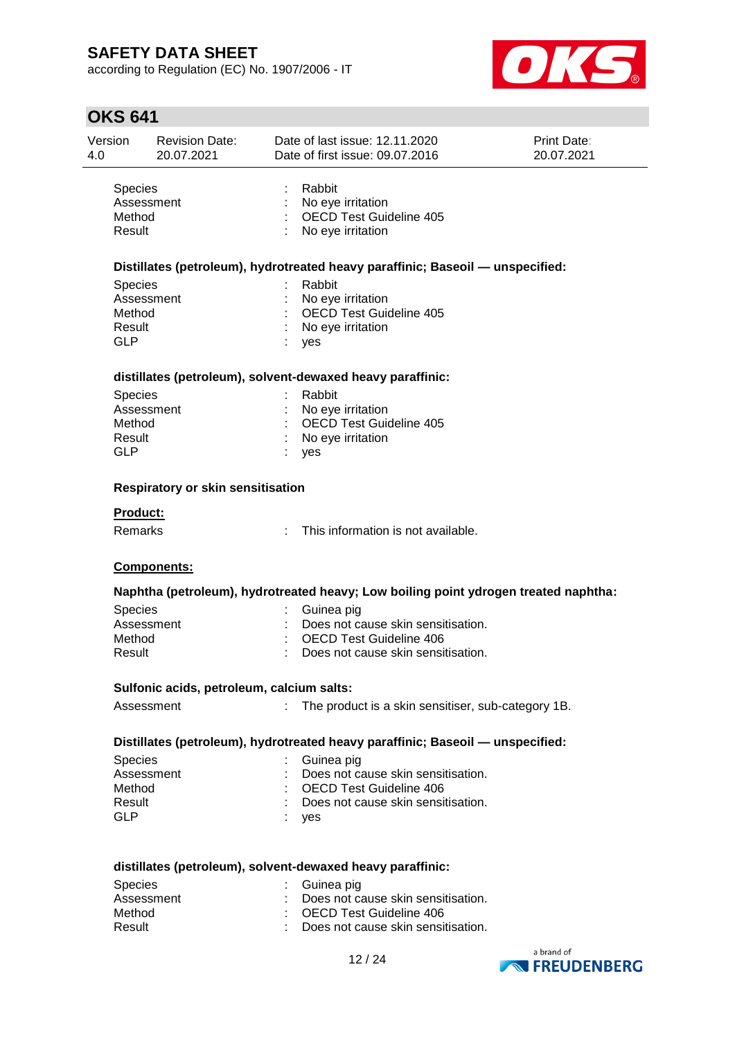| | | |
|---|---|---|
| Species | : | Rabbit |
| Assessment | : | No eye irritation |
| Method | : | OECD Test Guideline 405 |
| Result | : | No eye irritation |

**Distillates (petroleum), hydrotreated heavy paraffinic; Baseoil — unspecified:**

| | | |
|---|---|---|
| Species | : | Rabbit |
| Assessment | : | No eye irritation |
| Method | : | OECD Test Guideline 405 |
| Result | : | No eye irritation |
| GLP | : | yes |

**distillates (petroleum), solvent-dewaxed heavy paraffinic:**

| | | |
|---|---|---|
| Species | : | Rabbit |
| Assessment | : | No eye irritation |
| Method | : | OECD Test Guideline 405 |
| Result | : | No eye irritation |
| GLP | : | yes |

**Respiratory or skin sensitisation**

**Product:**

Remarks : This information is not available.

**Components:**

**Naphtha (petroleum), hydrotreated heavy; Low boiling point ydrogen treated naphtha:**

| | | |
|---|---|---|
| Species | : | Guinea pig |
| Assessment | : | Does not cause skin sensitisation. |
| Method | : | OECD Test Guideline 406 |
| Result | : | Does not cause skin sensitisation. |

**Sulfonic acids, petroleum, calcium salts:**

Assessment : The product is a skin sensitiser, sub-category 1B.

**Distillates (petroleum), hydrotreated heavy paraffinic; Baseoil — unspecified:**

| | | |
|---|---|---|
| Species | : | Guinea pig |
| Assessment | : | Does not cause skin sensitisation. |
| Method | : | OECD Test Guideline 406 |
| Result | : | Does not cause skin sensitisation. |
| GLP | : | yes |

**distillates (petroleum), solvent-dewaxed heavy paraffinic:**

| | | |
|---|---|---|
| Species | : | Guinea pig |
| Assessment | : | Does not cause skin sensitisation. |
| Method | : | OECD Test Guideline 406 |
| Result | : | Does not cause skin sensitisation. |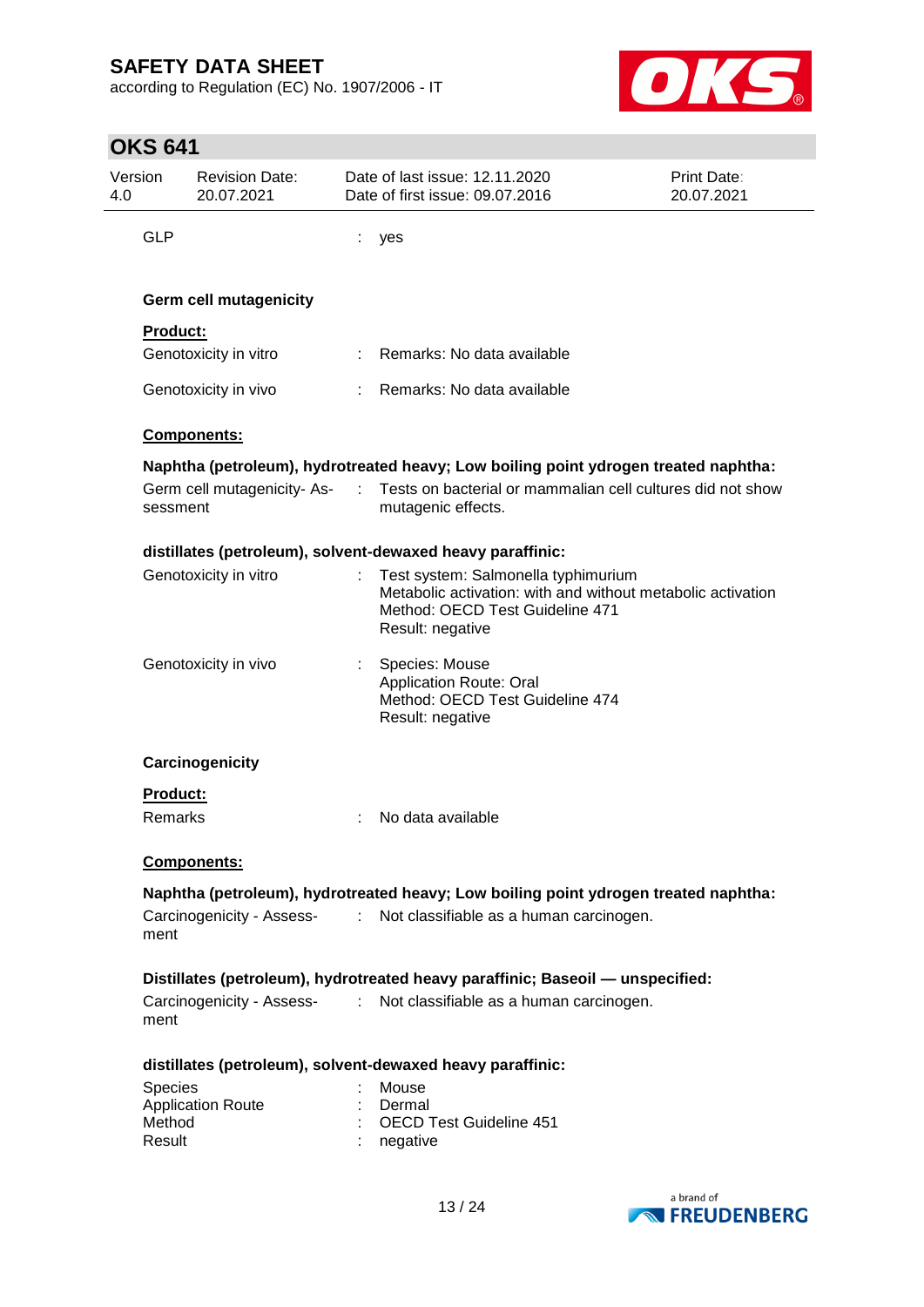GLP : yes

**Germ cell mutagenicity**

**Product:**

Genotoxicity in vitro : Remarks: No data available

Genotoxicity in vivo : Remarks: No data available

**Components:**

**Naphtha (petroleum), hydrotreated heavy; Low boiling point ydrogen treated naphtha:**

Germ cell mutagenicity- Assessment : Tests on bacterial or mammalian cell cultures did not show mutagenic effects.

**distillates (petroleum), solvent-dewaxed heavy paraffinic:**

Genotoxicity in vitro : Test system: Salmonella typhimurium
Metabolic activation: with and without metabolic activation
Method: OECD Test Guideline 471
Result: negative

Genotoxicity in vivo : Species: Mouse
Application Route: Oral
Method: OECD Test Guideline 474
Result: negative

**Carcinogenicity**

**Product:**

Remarks : No data available

**Components:**

**Naphtha (petroleum), hydrotreated heavy; Low boiling point ydrogen treated naphtha:**

Carcinogenicity - Assessment : Not classifiable as a human carcinogen.

**Distillates (petroleum), hydrotreated heavy paraffinic; Baseoil — unspecified:**

Carcinogenicity - Assessment : Not classifiable as a human carcinogen.

**distillates (petroleum), solvent-dewaxed heavy paraffinic:**

Species : Mouse
Application Route : Dermal
Method : OECD Test Guideline 451
Result : negative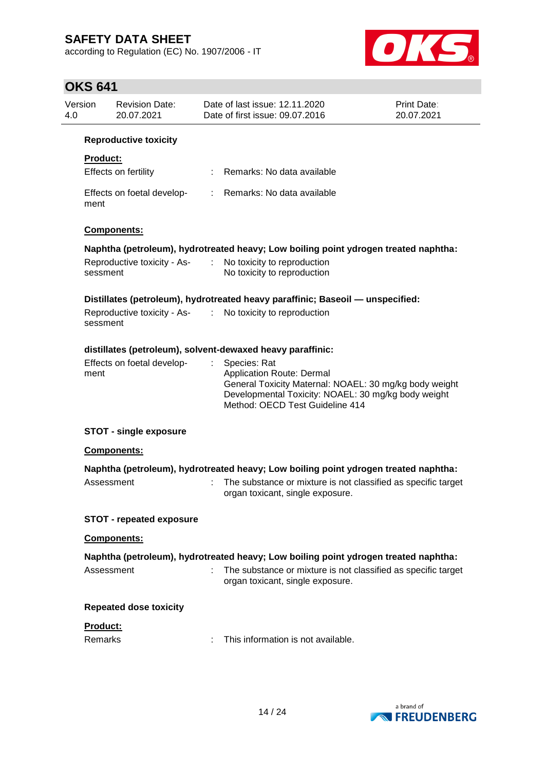**Reproductive toxicity**

**Product:**

| | |
|---|---|
| Effects on fertility | : Remarks: No data available |
| Effects on foetal development | : Remarks: No data available |

**Components:**

**Naphtha (petroleum), hydrotreated heavy; Low boiling point ydrogen treated naphtha:**

| | |
|---|---|
| Reproductive toxicity - Assessment | : No toxicity to reproduction<br>No toxicity to reproduction |

**Distillates (petroleum), hydrotreated heavy paraffinic; Baseoil — unspecified:**

| | |
|---|---|
| Reproductive toxicity - Assessment | : No toxicity to reproduction |

**distillates (petroleum), solvent-dewaxed heavy paraffinic:**

| | |
|---|---|
| Effects on foetal development | : Species: Rat<br>Application Route: Dermal<br>General Toxicity Maternal: NOAEL: 30 mg/kg body weight<br>Developmental Toxicity: NOAEL: 30 mg/kg body weight<br>Method: OECD Test Guideline 414 |

**STOT - single exposure**

**Components:**

**Naphtha (petroleum), hydrotreated heavy; Low boiling point ydrogen treated naphtha:**

| | |
|---|---|
| Assessment | : The substance or mixture is not classified as specific target organ toxicant, single exposure. |

**STOT - repeated exposure**

**Components:**

**Naphtha (petroleum), hydrotreated heavy; Low boiling point ydrogen treated naphtha:**

| | |
|---|---|
| Assessment | : The substance or mixture is not classified as specific target organ toxicant, single exposure. |

**Repeated dose toxicity**

**Product:**

| | |
|---|---|
| Remarks | : This information is not available. |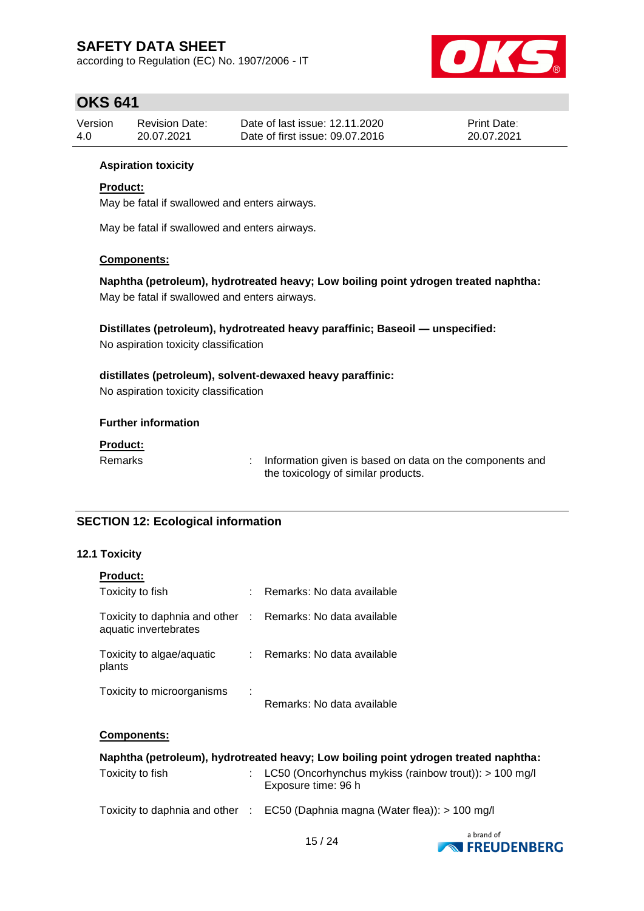**Aspiration toxicity**

**Product:**

May be fatal if swallowed and enters airways.

May be fatal if swallowed and enters airways.

**Components:**

**Naphtha (petroleum), hydrotreated heavy; Low boiling point ydrogen treated naphtha:**

May be fatal if swallowed and enters airways.

**Distillates (petroleum), hydrotreated heavy paraffinic; Baseoil — unspecified:**

No aspiration toxicity classification

**distillates (petroleum), solvent-dewaxed heavy paraffinic:**

No aspiration toxicity classification

**Further information**

**Product:**

| | | |
|---|---|---|
| Remarks | : | Information given is based on data on the components and the toxicology of similar products. |

## SECTION 12: Ecological information

### 12.1 Toxicity

**Product:**

| | | |
|---|---|---|
| Toxicity to fish | : | Remarks: No data available |
| Toxicity to daphnia and other aquatic invertebrates | : | Remarks: No data available |
| Toxicity to algae/aquatic plants | : | Remarks: No data available |
| Toxicity to microorganisms | : | Remarks: No data available |

**Components:**

**Naphtha (petroleum), hydrotreated heavy; Low boiling point ydrogen treated naphtha:**

| | | |
|---|---|---|
| Toxicity to fish | : | LC50 (Oncorhynchus mykiss (rainbow trout)): > 100 mg/l<br>Exposure time: 96 h |
| Toxicity to daphnia and other | : | EC50 (Daphnia magna (Water flea)): > 100 mg/l |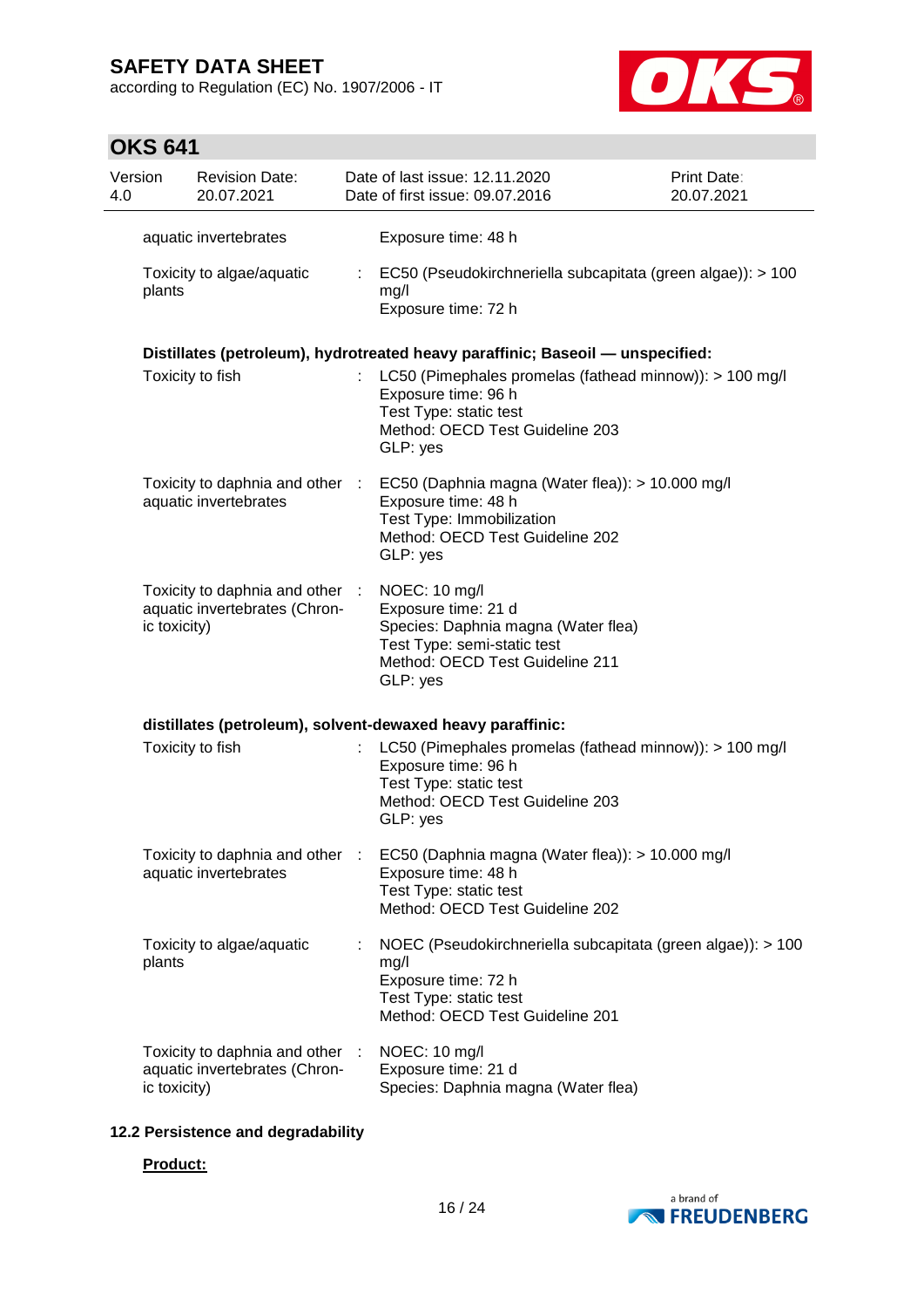| | | |
|---|---|---|
| aquatic invertebrates | | Exposure time: 48 h |
| Toxicity to algae/aquatic plants | : | EC50 (Pseudokirchneriella subcapitata (green algae)): > 100 mg/l<br>Exposure time: 72 h |

**Distillates (petroleum), hydrotreated heavy paraffinic; Baseoil — unspecified:**

| | | |
|---|---|---|
| Toxicity to fish | : | LC50 (Pimephales promelas (fathead minnow)): > 100 mg/l<br>Exposure time: 96 h<br>Test Type: static test<br>Method: OECD Test Guideline 203<br>GLP: yes |
| Toxicity to daphnia and other aquatic invertebrates | : | EC50 (Daphnia magna (Water flea)): > 10.000 mg/l<br>Exposure time: 48 h<br>Test Type: Immobilization<br>Method: OECD Test Guideline 202<br>GLP: yes |
| Toxicity to daphnia and other aquatic invertebrates (Chronic toxicity) | : | NOEC: 10 mg/l<br>Exposure time: 21 d<br>Species: Daphnia magna (Water flea)<br>Test Type: semi-static test<br>Method: OECD Test Guideline 211<br>GLP: yes |

**distillates (petroleum), solvent-dewaxed heavy paraffinic:**

| | | |
|---|---|---|
| Toxicity to fish | : | LC50 (Pimephales promelas (fathead minnow)): > 100 mg/l<br>Exposure time: 96 h<br>Test Type: static test<br>Method: OECD Test Guideline 203<br>GLP: yes |
| Toxicity to daphnia and other aquatic invertebrates | : | EC50 (Daphnia magna (Water flea)): > 10.000 mg/l<br>Exposure time: 48 h<br>Test Type: static test<br>Method: OECD Test Guideline 202 |
| Toxicity to algae/aquatic plants | : | NOEC (Pseudokirchneriella subcapitata (green algae)): > 100 mg/l<br>Exposure time: 72 h<br>Test Type: static test<br>Method: OECD Test Guideline 201 |
| Toxicity to daphnia and other aquatic invertebrates (Chronic toxicity) | : | NOEC: 10 mg/l<br>Exposure time: 21 d<br>Species: Daphnia magna (Water flea) |

### 12.2 Persistence and degradability

**Product:**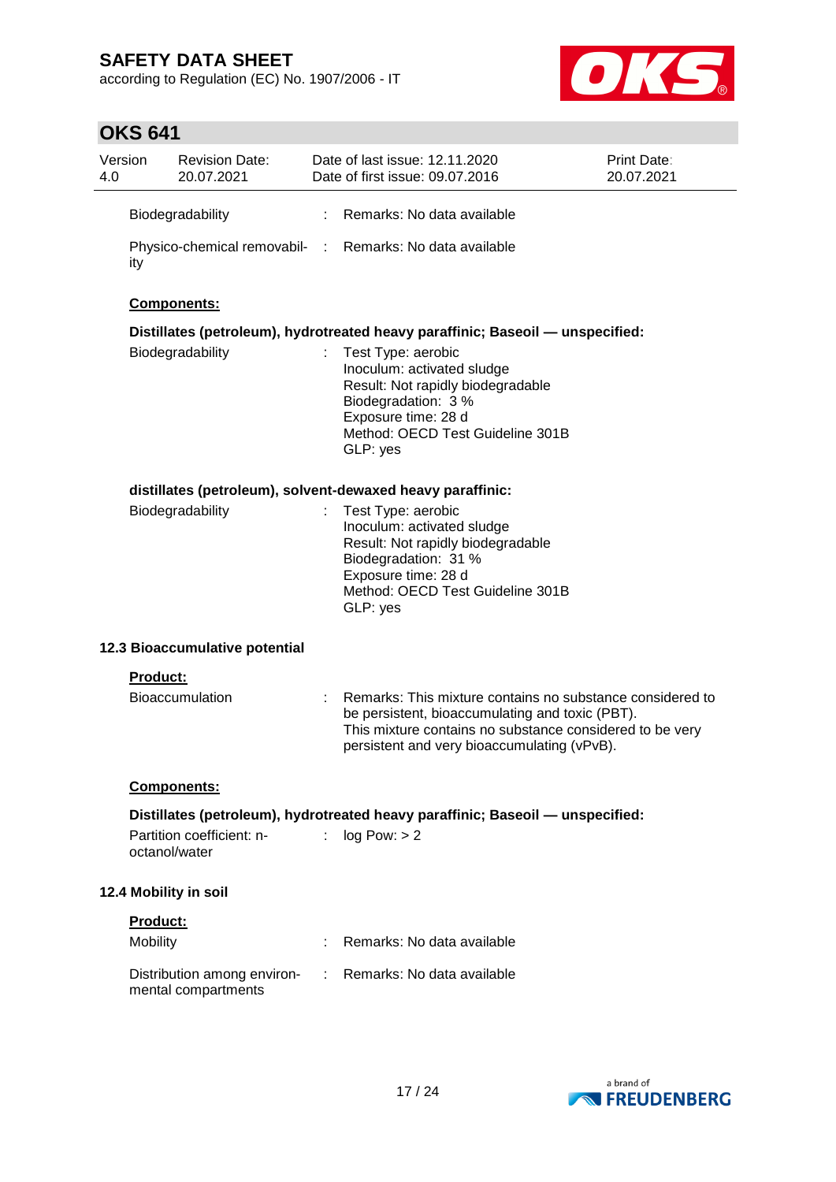| | | |
|---|---|---|
| Biodegradability | : | Remarks: No data available |
| Physico-chemical removability | : | Remarks: No data available |

**Components:**

**Distillates (petroleum), hydrotreated heavy paraffinic; Baseoil — unspecified:**

| | | |
|---|---|---|
| Biodegradability | : | Test Type: aerobic<br>Inoculum: activated sludge<br>Result: Not rapidly biodegradable<br>Biodegradation: 3 %<br>Exposure time: 28 d<br>Method: OECD Test Guideline 301B<br>GLP: yes |

**distillates (petroleum), solvent-dewaxed heavy paraffinic:**

| | | |
|---|---|---|
| Biodegradability | : | Test Type: aerobic<br>Inoculum: activated sludge<br>Result: Not rapidly biodegradable<br>Biodegradation: 31 %<br>Exposure time: 28 d<br>Method: OECD Test Guideline 301B<br>GLP: yes |

### 12.3 Bioaccumulative potential

**Product:**

| | | |
|---|---|---|
| Bioaccumulation | : | Remarks: This mixture contains no substance considered to be persistent, bioaccumulating and toxic (PBT).<br>This mixture contains no substance considered to be very persistent and very bioaccumulating (vPvB). |

**Components:**

**Distillates (petroleum), hydrotreated heavy paraffinic; Baseoil — unspecified:**

| | | |
|---|---|---|
| Partition coefficient: n-octanol/water | : | log Pow: > 2 |

### 12.4 Mobility in soil

**Product:**

| | | |
|---|---|---|
| Mobility | : | Remarks: No data available |
| Distribution among environmental compartments | : | Remarks: No data available |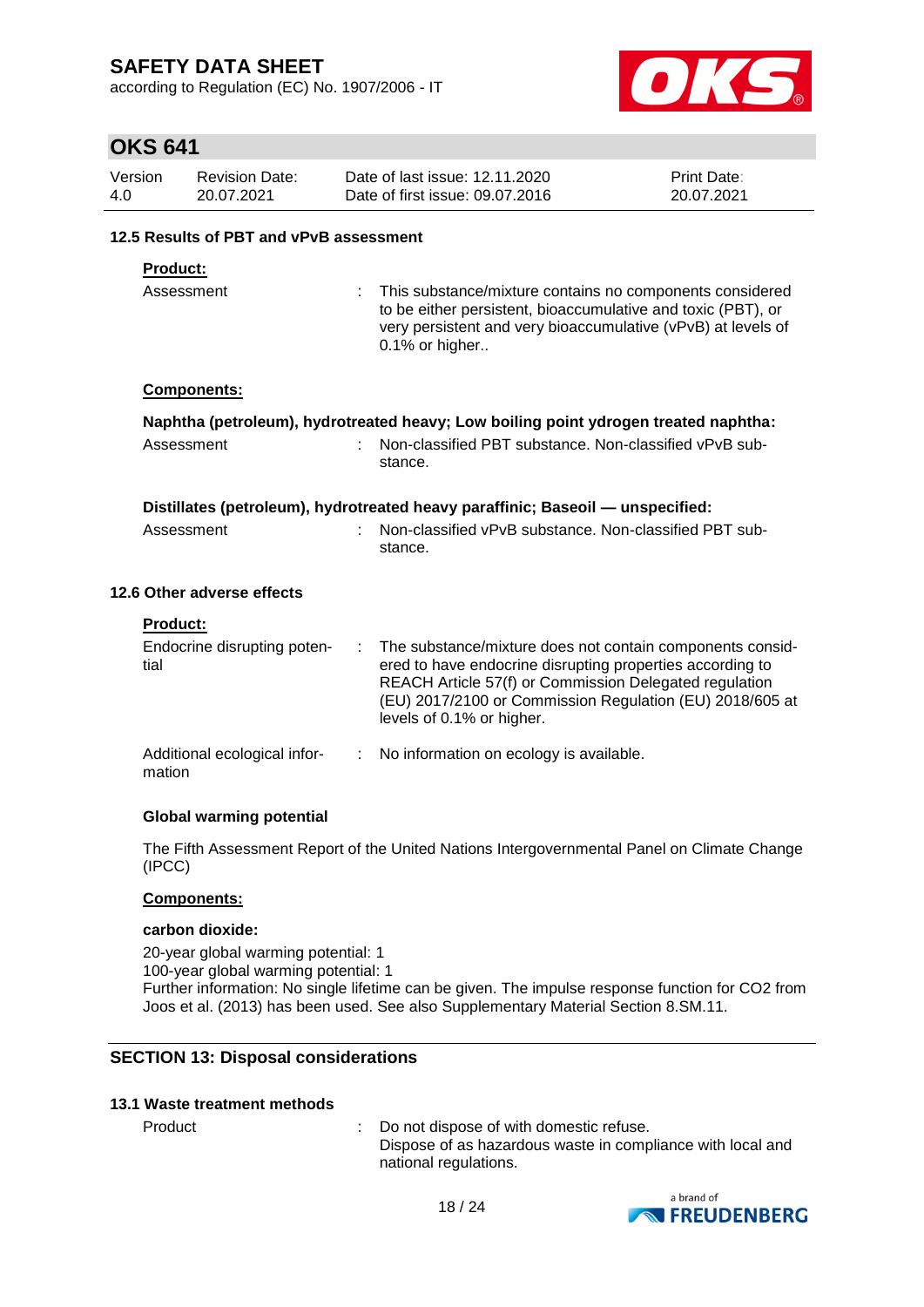### 12.5 Results of PBT and vPvB assessment

**Product:**

Assessment : This substance/mixture contains no components considered to be either persistent, bioaccumulative and toxic (PBT), or very persistent and very bioaccumulative (vPvB) at levels of 0.1% or higher..

**Components:**

**Naphtha (petroleum), hydrotreated heavy; Low boiling point ydrogen treated naphtha:**

Assessment : Non-classified PBT substance. Non-classified vPvB substance.

**Distillates (petroleum), hydrotreated heavy paraffinic; Baseoil — unspecified:**

Assessment : Non-classified vPvB substance. Non-classified PBT substance.

### 12.6 Other adverse effects

**Product:**

Endocrine disrupting potential : The substance/mixture does not contain components considered to have endocrine disrupting properties according to REACH Article 57(f) or Commission Delegated regulation (EU) 2017/2100 or Commission Regulation (EU) 2018/605 at levels of 0.1% or higher.

Additional ecological information : No information on ecology is available.

**Global warming potential**

The Fifth Assessment Report of the United Nations Intergovernmental Panel on Climate Change (IPCC)

**Components:**

**carbon dioxide:**

20-year global warming potential: 1
100-year global warming potential: 1
Further information: No single lifetime can be given. The impulse response function for $CO_2$ from Joos et al. (2013) has been used. See also Supplementary Material Section 8.SM.11.

## SECTION 13: Disposal considerations

### 13.1 Waste treatment methods

Product : Do not dispose of with domestic refuse.
Dispose of as hazardous waste in compliance with local and national regulations.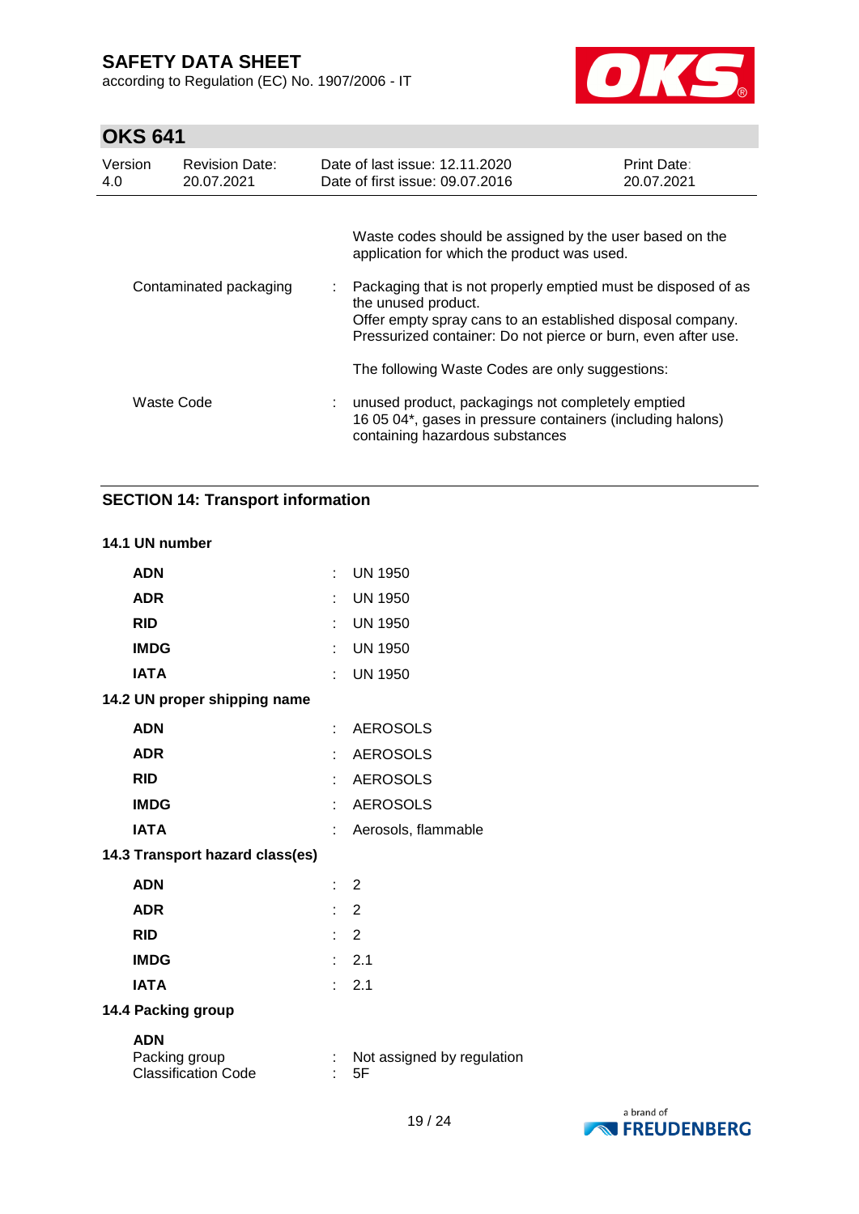| | | |
|---|---|---|
| | | Waste codes should be assigned by the user based on the application for which the product was used. |
| Contaminated packaging | : | Packaging that is not properly emptied must be disposed of as the unused product.<br>Offer empty spray cans to an established disposal company.<br>Pressurized container: Do not pierce or burn, even after use. |
| | | The following Waste Codes are only suggestions: |
| Waste Code | : | unused product, packagings not completely emptied<br>16 05 04*, gases in pressure containers (including halons) containing hazardous substances |

## SECTION 14: Transport information

**14.1 UN number**

| | | |
|---|---|---|
| **ADN** | : | UN 1950 |
| **ADR** | : | UN 1950 |
| **RID** | : | UN 1950 |
| **IMDG** | : | UN 1950 |
| **IATA** | : | UN 1950 |

**14.2 UN proper shipping name**

| | | |
|---|---|---|
| **ADN** | : | AEROSOLS |
| **ADR** | : | AEROSOLS |
| **RID** | : | AEROSOLS |
| **IMDG** | : | AEROSOLS |
| **IATA** | : | Aerosols, flammable |

**14.3 Transport hazard class(es)**

| | | |
|---|---|---|
| **ADN** | : | 2 |
| **ADR** | : | 2 |
| **RID** | : | 2 |
| **IMDG** | : | 2.1 |
| **IATA** | : | 2.1 |

**14.4 Packing group**

**ADN**

| | | |
|---|---|---|
| Packing group | : | Not assigned by regulation |
| Classification Code | : | 5F |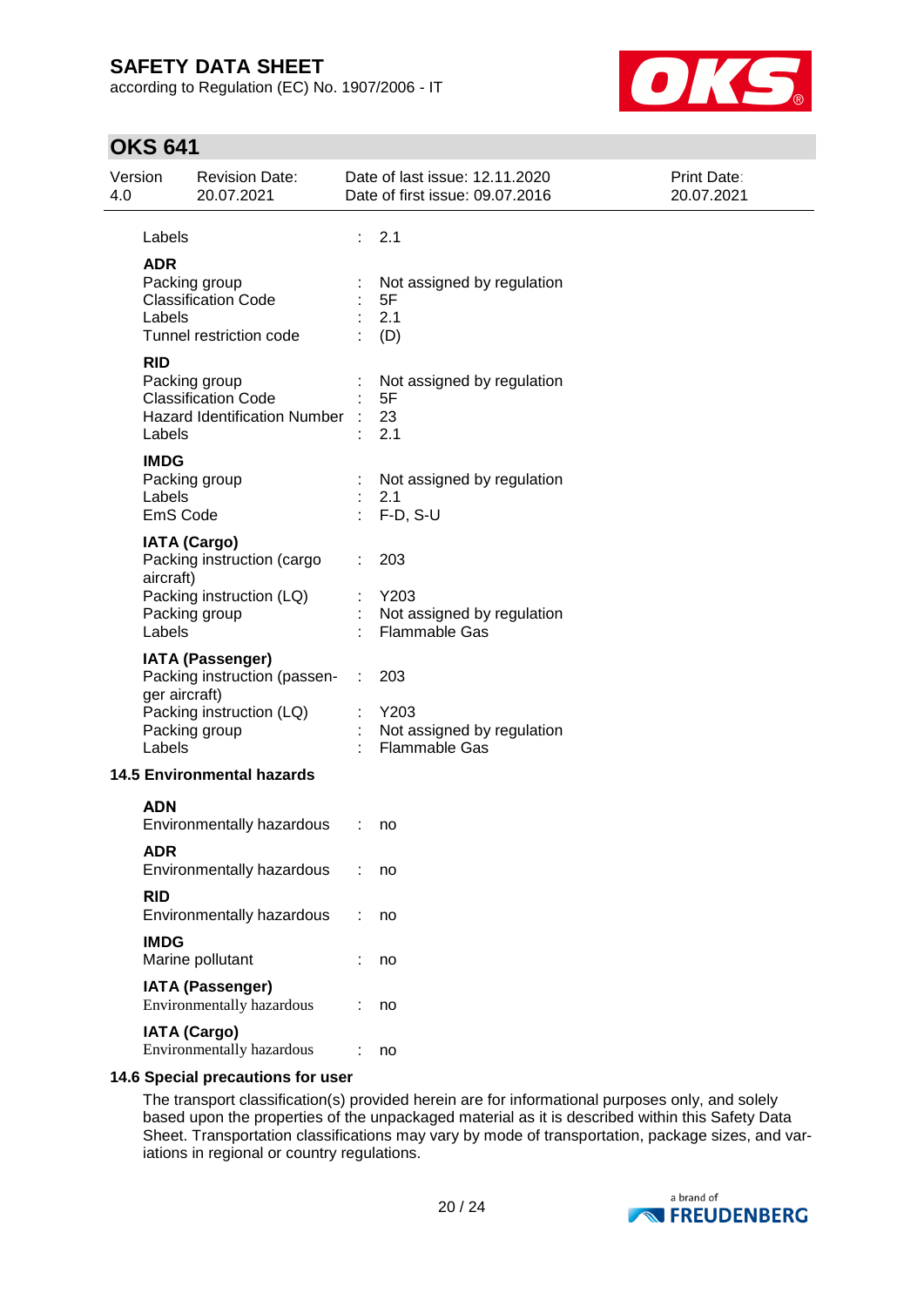| | | |
|---|---|---|
| Labels | : | 2.1 |
| **ADR** | | |
| Packing group | : | Not assigned by regulation |
| Classification Code | : | 5F |
| Labels | : | 2.1 |
| Tunnel restriction code | : | (D) |
| **RID** | | |
| Packing group | : | Not assigned by regulation |
| Classification Code | : | 5F |
| Hazard Identification Number | : | 23 |
| Labels | : | 2.1 |
| **IMDG** | | |
| Packing group | : | Not assigned by regulation |
| Labels | : | 2.1 |
| EmS Code | : | F-D, S-U |
| **IATA (Cargo)** | | |
| Packing instruction (cargo aircraft) | : | 203 |
| Packing instruction (LQ) | : | Y203 |
| Packing group | : | Not assigned by regulation |
| Labels | : | Flammable Gas |
| **IATA (Passenger)** | | |
| Packing instruction (passenger aircraft) | : | 203 |
| Packing instruction (LQ) | : | Y203 |
| Packing group | : | Not assigned by regulation |
| Labels | : | Flammable Gas |

**14.5 Environmental hazards**

| | | |
|---|---|---|
| **ADN** | | |
| Environmentally hazardous | : | no |
| **ADR** | | |
| Environmentally hazardous | : | no |
| **RID** | | |
| Environmentally hazardous | : | no |
| **IMDG** | | |
| Marine pollutant | : | no |
| **IATA (Passenger)** | | |
| Environmentally hazardous | : | no |
| **IATA (Cargo)** | | |
| Environmentally hazardous | : | no |

**14.6 Special precautions for user**

The transport classification(s) provided herein are for informational purposes only, and solely based upon the properties of the unpackaged material as it is described within this Safety Data Sheet. Transportation classifications may vary by mode of transportation, package sizes, and variations in regional or country regulations.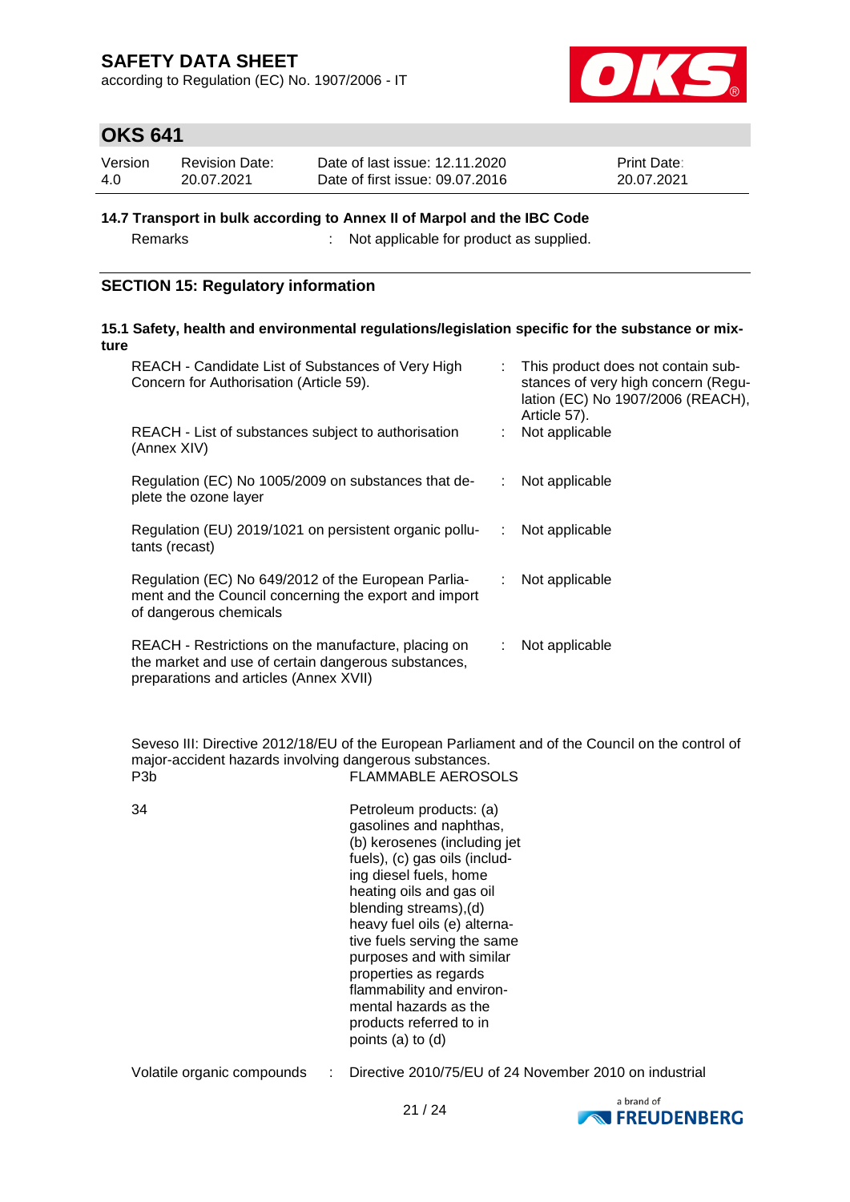## 14.7 Transport in bulk according to Annex II of Marpol and the IBC Code

Remarks : Not applicable for product as supplied.

## SECTION 15: Regulatory information

### 15.1 Safety, health and environmental regulations/legislation specific for the substance or mixture

| | | |
|---|---|---|
| REACH - Candidate List of Substances of Very High Concern for Authorisation (Article 59). | : | This product does not contain substances of very high concern (Regulation (EC) No 1907/2006 (REACH), Article 57). |
| REACH - List of substances subject to authorisation (Annex XIV) | : | Not applicable |
| Regulation (EC) No 1005/2009 on substances that deplete the ozone layer | : | Not applicable |
| Regulation (EU) 2019/1021 on persistent organic pollutants (recast) | : | Not applicable |
| Regulation (EC) No 649/2012 of the European Parliament and the Council concerning the export and import of dangerous chemicals | : | Not applicable |
| REACH - Restrictions on the manufacture, placing on the market and use of certain dangerous substances, preparations and articles (Annex XVII) | : | Not applicable |

Seveso III: Directive 2012/18/EU of the European Parliament and of the Council on the control of major-accident hazards involving dangerous substances.

| | |
|---|---|
| P3b | FLAMMABLE AEROSOLS |
| 34 | Petroleum products: (a) gasolines and naphthas, (b) kerosenes (including jet fuels), (c) gas oils (including diesel fuels, home heating oils and gas oil blending streams),(d) heavy fuel oils (e) alternative fuels serving the same purposes and with similar properties as regards flammability and environmental hazards as the products referred to in points (a) to (d) |

Volatile organic compounds : Directive 2010/75/EU of 24 November 2010 on industrial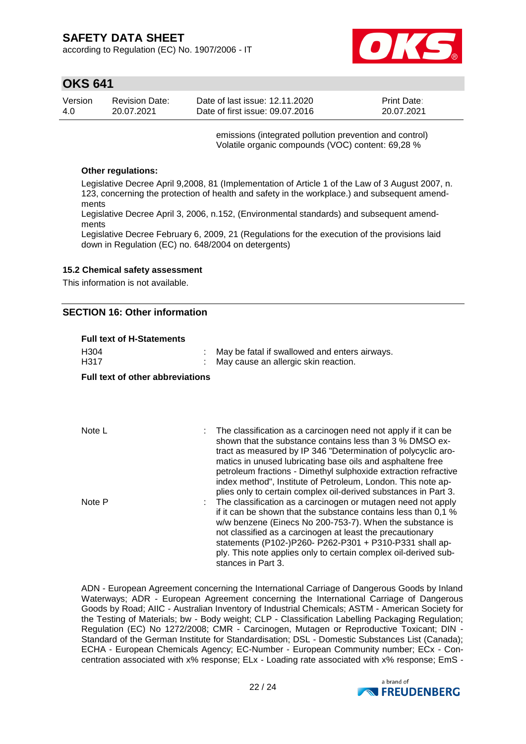emissions (integrated pollution prevention and control)
Volatile organic compounds (VOC) content: 69,28 %

**Other regulations:**

Legislative Decree April 9,2008, 81 (Implementation of Article 1 of the Law of 3 August 2007, n. 123, concerning the protection of health and safety in the workplace.) and subsequent amendments

Legislative Decree April 3, 2006, n.152, (Environmental standards) and subsequent amendments

Legislative Decree February 6, 2009, 21 (Regulations for the execution of the provisions laid down in Regulation (EC) no. 648/2004 on detergents)

### 15.2 Chemical safety assessment

This information is not available.

## SECTION 16: Other information

**Full text of H-Statements**

| | | |
|---|---|---|
| H304 | : | May be fatal if swallowed and enters airways. |
| H317 | : | May cause an allergic skin reaction. |

**Full text of other abbreviations**

| | | |
|---|---|---|
| Note L | : | The classification as a carcinogen need not apply if it can be shown that the substance contains less than 3 % DMSO extract as measured by IP 346 "Determination of polycyclic aromatics in unused lubricating base oils and asphaltene free petroleum fractions - Dimethyl sulphoxide extraction refractive index method", Institute of Petroleum, London. This note applies only to certain complex oil-derived substances in Part 3. |
| Note P | : | The classification as a carcinogen or mutagen need not apply if it can be shown that the substance contains less than 0,1 % w/w benzene (Einecs No 200-753-7). When the substance is not classified as a carcinogen at least the precautionary statements (P102-)P260- P262-P301 + P310-P331 shall apply. This note applies only to certain complex oil-derived substances in Part 3. |

ADN - European Agreement concerning the International Carriage of Dangerous Goods by Inland Waterways; ADR - European Agreement concerning the International Carriage of Dangerous Goods by Road; AIIC - Australian Inventory of Industrial Chemicals; ASTM - American Society for the Testing of Materials; bw - Body weight; CLP - Classification Labelling Packaging Regulation; Regulation (EC) No 1272/2008; CMR - Carcinogen, Mutagen or Reproductive Toxicant; DIN - Standard of the German Institute for Standardisation; DSL - Domestic Substances List (Canada); ECHA - European Chemicals Agency; EC-Number - European Community number; ECx - Concentration associated with x% response; ELx - Loading rate associated with x% response; EmS -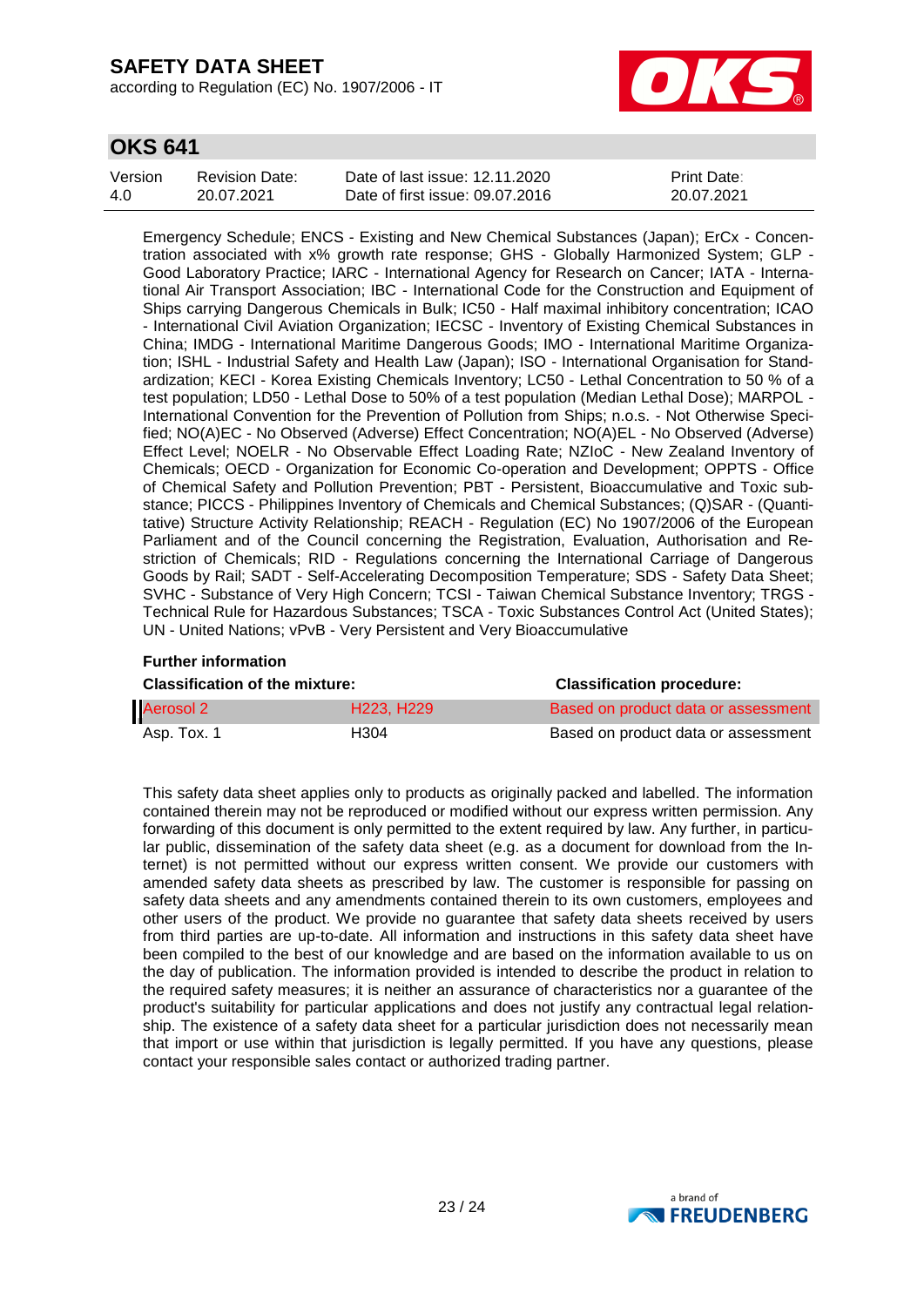Emergency Schedule; ENCS - Existing and New Chemical Substances (Japan); ErCx - Concentration associated with x% growth rate response; GHS - Globally Harmonized System; GLP - Good Laboratory Practice; IARC - International Agency for Research on Cancer; IATA - International Air Transport Association; IBC - International Code for the Construction and Equipment of Ships carrying Dangerous Chemicals in Bulk; IC50 - Half maximal inhibitory concentration; ICAO - International Civil Aviation Organization; IECSC - Inventory of Existing Chemical Substances in China; IMDG - International Maritime Dangerous Goods; IMO - International Maritime Organization; ISHL - Industrial Safety and Health Law (Japan); ISO - International Organisation for Standardization; KECI - Korea Existing Chemicals Inventory; LC50 - Lethal Concentration to 50 % of a test population; LD50 - Lethal Dose to 50% of a test population (Median Lethal Dose); MARPOL - International Convention for the Prevention of Pollution from Ships; n.o.s. - Not Otherwise Specified; NO(A)EC - No Observed (Adverse) Effect Concentration; NO(A)EL - No Observed (Adverse) Effect Level; NOELR - No Observable Effect Loading Rate; NZIoC - New Zealand Inventory of Chemicals; OECD - Organization for Economic Co-operation and Development; OPPTS - Office of Chemical Safety and Pollution Prevention; PBT - Persistent, Bioaccumulative and Toxic substance; PICCS - Philippines Inventory of Chemicals and Chemical Substances; (Q)SAR - (Quantitative) Structure Activity Relationship; REACH - Regulation (EC) No 1907/2006 of the European Parliament and of the Council concerning the Registration, Evaluation, Authorisation and Restriction of Chemicals; RID - Regulations concerning the International Carriage of Dangerous Goods by Rail; SADT - Self-Accelerating Decomposition Temperature; SDS - Safety Data Sheet; SVHC - Substance of Very High Concern; TCSI - Taiwan Chemical Substance Inventory; TRGS - Technical Rule for Hazardous Substances; TSCA - Toxic Substances Control Act (United States); UN - United Nations; vPvB - Very Persistent and Very Bioaccumulative

**Further information**

| Classification of the mixture: | | Classification procedure: |
|---|---|---|
| Aerosol 2 | H223, H229 | Based on product data or assessment |
| Asp. Tox. 1 | H304 | Based on product data or assessment |

This safety data sheet applies only to products as originally packed and labelled. The information contained therein may not be reproduced or modified without our express written permission. Any forwarding of this document is only permitted to the extent required by law. Any further, in particular public, dissemination of the safety data sheet (e.g. as a document for download from the Internet) is not permitted without our express written consent. We provide our customers with amended safety data sheets as prescribed by law. The customer is responsible for passing on safety data sheets and any amendments contained therein to its own customers, employees and other users of the product. We provide no guarantee that safety data sheets received by users from third parties are up-to-date. All information and instructions in this safety data sheet have been compiled to the best of our knowledge and are based on the information available to us on the day of publication. The information provided is intended to describe the product in relation to the required safety measures; it is neither an assurance of characteristics nor a guarantee of the product's suitability for particular applications and does not justify any contractual legal relationship. The existence of a safety data sheet for a particular jurisdiction does not necessarily mean that import or use within that jurisdiction is legally permitted. If you have any questions, please contact your responsible sales contact or authorized trading partner.